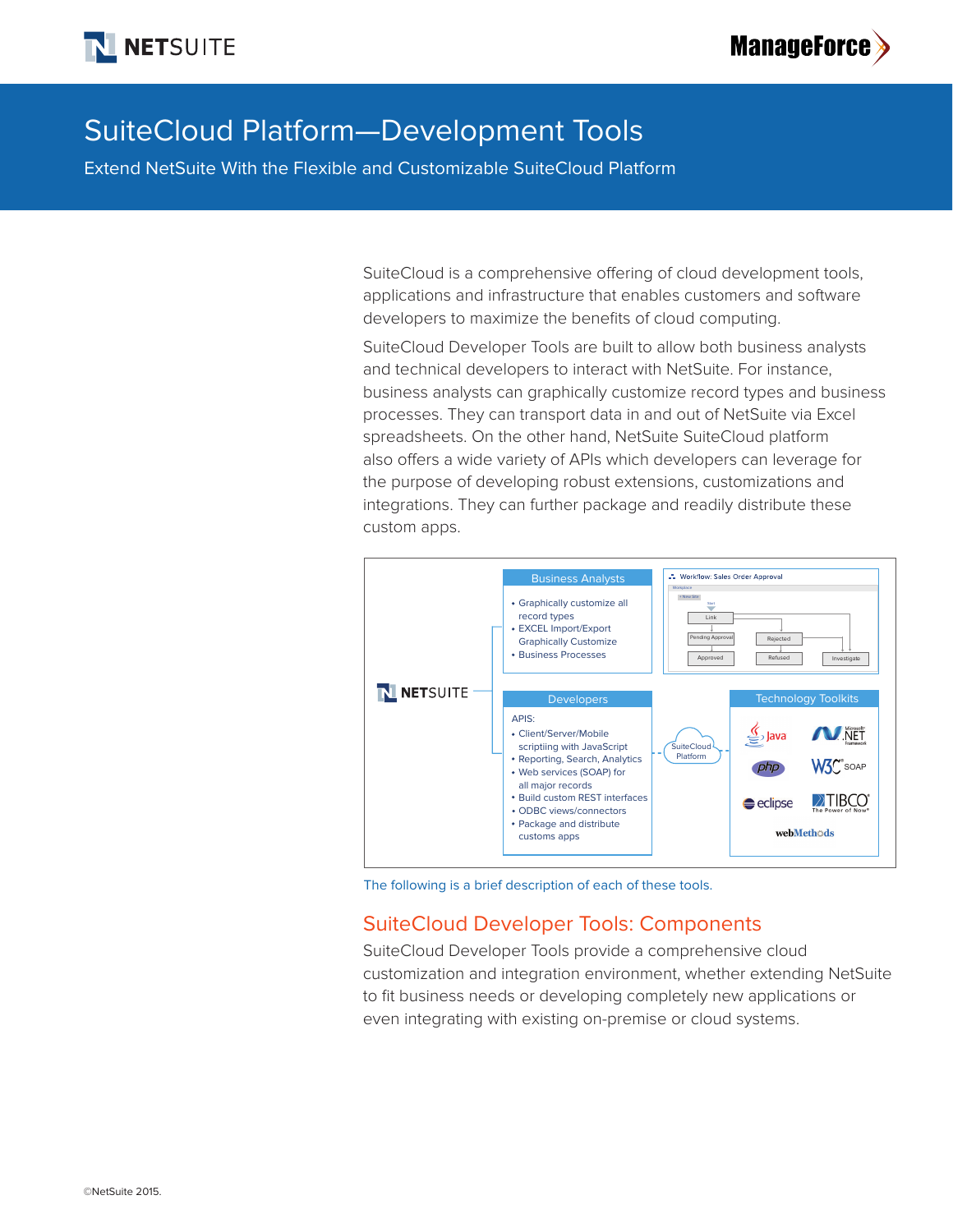# SuiteCloud Platform—Development Tools

Extend NetSuite With the Flexible and Customizable SuiteCloud Platform

SuiteCloud is a comprehensive offering of cloud development tools, applications and infrastructure that enables customers and software developers to maximize the benefits of cloud computing.

SuiteCloud Developer Tools are built to allow both business analysts and technical developers to interact with NetSuite. For instance, business analysts can graphically customize record types and business processes. They can transport data in and out of NetSuite via Excel spreadsheets. On the other hand, NetSuite SuiteCloud platform also offers a wide variety of APIs which developers can leverage for the purpose of developing robust extensions, customizations and integrations. They can further package and readily distribute these custom apps.

NETSUITE

**Business Analysts**

- Graphically customize all record types
- EXCEL Import/Export Graphically Customize
- Business Processes

**Developers**

APIS:

- Client/Server/Mobile scriptiing with JavaScript
- Reporting, Search, Analytics
- Web services (SOAP) for all major records
- Build custom REST interfaces
- ODBC views/connectors
- Package and distribute customs apps

SuiteCloud Platform

**Technology Toolkits**

Java, .NET, php, W3C SOAP, eclipse, TIBCO, webMethods

The following is a brief description of each of these tools.

## SuiteCloud Developer Tools: Components

SuiteCloud Developer Tools provide a comprehensive cloud customization and integration environment, whether extending NetSuite to fit business needs or developing completely new applications or even integrating with existing on-premise or cloud systems.

©NetSuite 2015.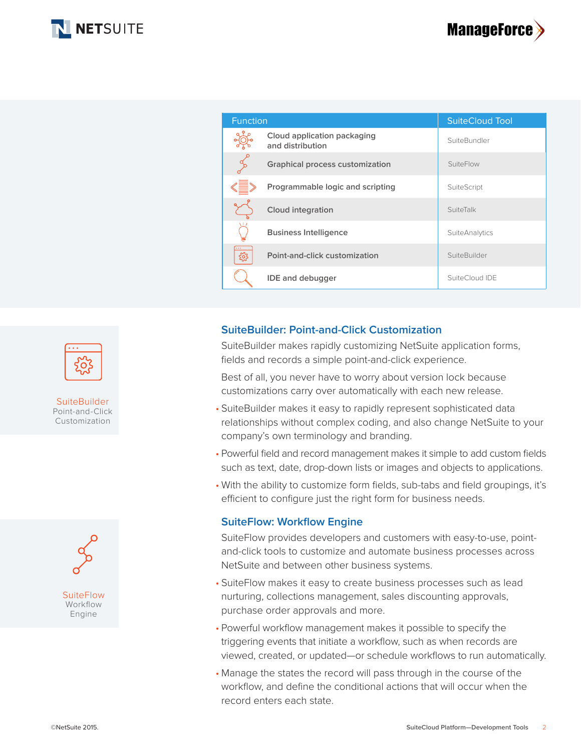| Function | SuiteCloud Tool |
| --- | --- |
| Cloud application packaging and distribution | SuiteBundler |
| Graphical process customization | SuiteFlow |
| Programmable logic and scripting | SuiteScript |
| Cloud integration | SuiteTalk |
| Business Intelligence | SuiteAnalytics |
| Point-and-click customization | SuiteBuilder |
| IDE and debugger | SuiteCloud IDE |

SuiteBuilder
Point-and-Click Customization

## SuiteBuilder: Point-and-Click Customization

SuiteBuilder makes rapidly customizing NetSuite application forms, fields and records a simple point-and-click experience.

Best of all, you never have to worry about version lock because customizations carry over automatically with each new release.

- SuiteBuilder makes it easy to rapidly represent sophisticated data relationships without complex coding, and also change NetSuite to your company's own terminology and branding.
- Powerful field and record management makes it simple to add custom fields such as text, date, drop-down lists or images and objects to applications.
- With the ability to customize form fields, sub-tabs and field groupings, it's efficient to configure just the right form for business needs.

SuiteFlow
Workflow Engine

## SuiteFlow: Workflow Engine

SuiteFlow provides developers and customers with easy-to-use, point-and-click tools to customize and automate business processes across NetSuite and between other business systems.

- SuiteFlow makes it easy to create business processes such as lead nurturing, collections management, sales discounting approvals, purchase order approvals and more.
- Powerful workflow management makes it possible to specify the triggering events that initiate a workflow, such as when records are viewed, created, or updated—or schedule workflows to run automatically.
- Manage the states the record will pass through in the course of the workflow, and define the conditional actions that will occur when the record enters each state.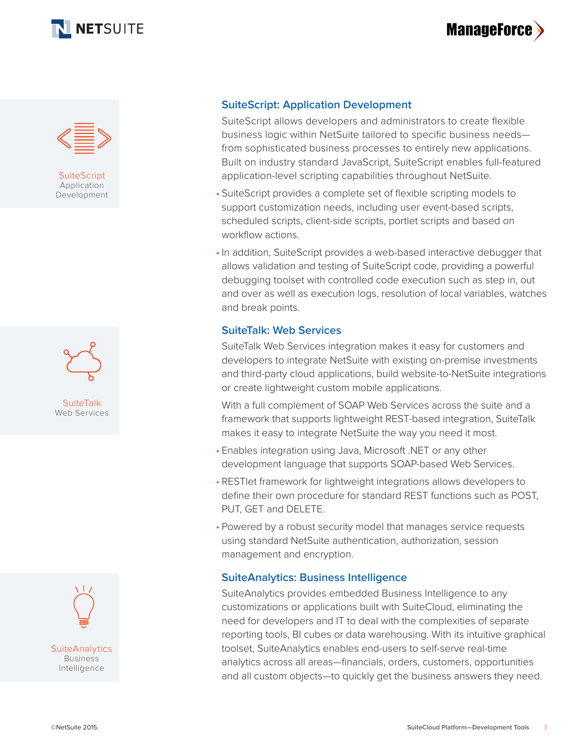SuiteScript
Application Development

## SuiteScript: Application Development

SuiteScript allows developers and administrators to create flexible business logic within NetSuite tailored to specific business needs—from sophisticated business processes to entirely new applications. Built on industry standard JavaScript, SuiteScript enables full-featured application-level scripting capabilities throughout NetSuite.

- SuiteScript provides a complete set of flexible scripting models to support customization needs, including user event-based scripts, scheduled scripts, client-side scripts, portlet scripts and based on workflow actions.
- In addition, SuiteScript provides a web-based interactive debugger that allows validation and testing of SuiteScript code, providing a powerful debugging toolset with controlled code execution such as step in, out and over as well as execution logs, resolution of local variables, watches and break points.

SuiteTalk
Web Services

## SuiteTalk: Web Services

SuiteTalk Web Services integration makes it easy for customers and developers to integrate NetSuite with existing on-premise investments and third-party cloud applications, build website-to-NetSuite integrations or create lightweight custom mobile applications.

With a full complement of SOAP Web Services across the suite and a framework that supports lightweight REST-based integration, SuiteTalk makes it easy to integrate NetSuite the way you need it most.

- Enables integration using Java, Microsoft .NET or any other development language that supports SOAP-based Web Services.
- RESTlet framework for lightweight integrations allows developers to define their own procedure for standard REST functions such as POST, PUT, GET and DELETE.
- Powered by a robust security model that manages service requests using standard NetSuite authentication, authorization, session management and encryption.

SuiteAnalytics
Business Intelligence

## SuiteAnalytics: Business Intelligence

SuiteAnalytics provides embedded Business Intelligence to any customizations or applications built with SuiteCloud, eliminating the need for developers and IT to deal with the complexities of separate reporting tools, BI cubes or data warehousing. With its intuitive graphical toolset, SuiteAnalytics enables end-users to self-serve real-time analytics across all areas—financials, orders, customers, opportunities and all custom objects—to quickly get the business answers they need.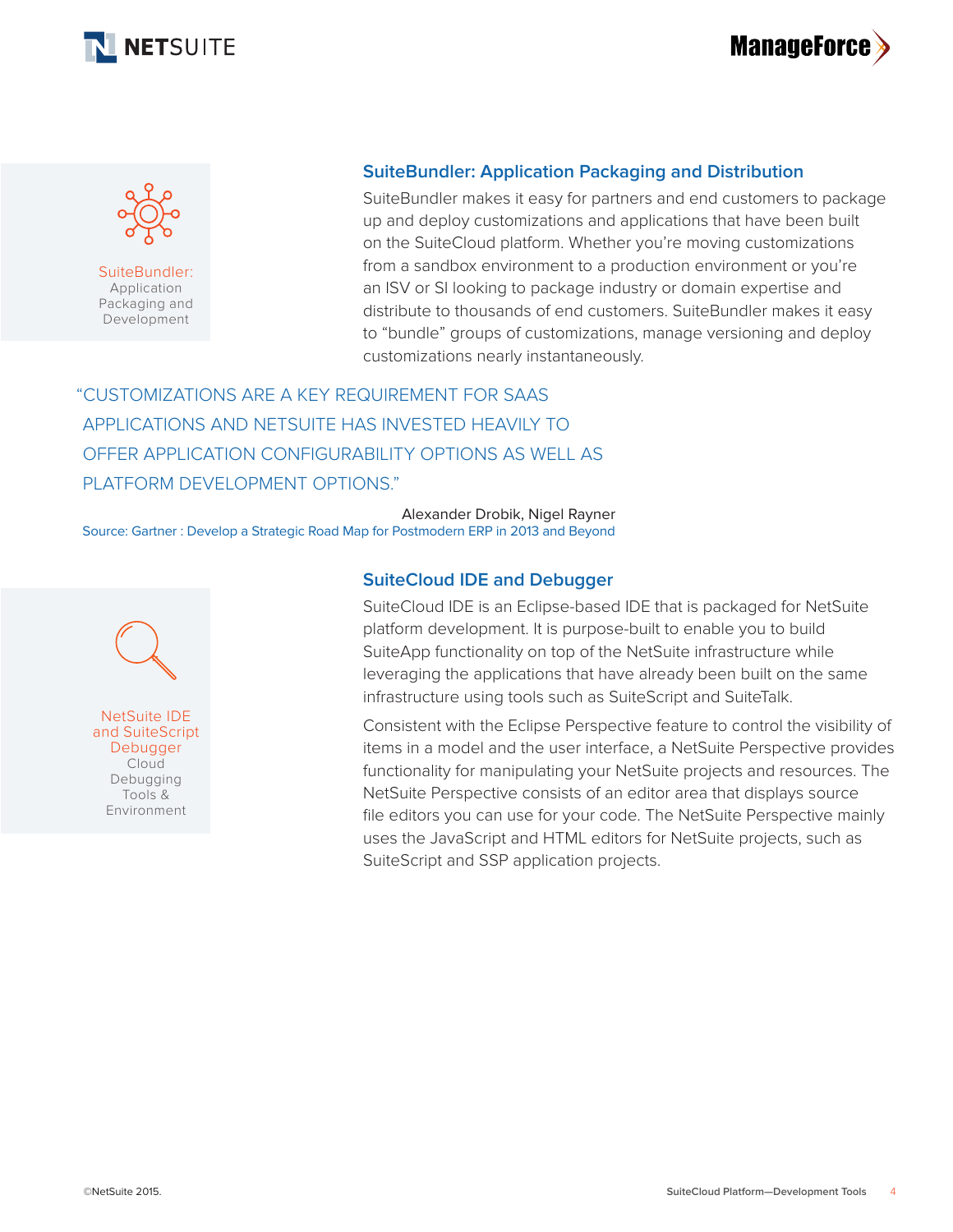SuiteBundler: Application Packaging and Development

## SuiteBundler: Application Packaging and Distribution

SuiteBundler makes it easy for partners and end customers to package up and deploy customizations and applications that have been built on the SuiteCloud platform. Whether you're moving customizations from a sandbox environment to a production environment or you're an ISV or SI looking to package industry or domain expertise and distribute to thousands of end customers. SuiteBundler makes it easy to "bundle" groups of customizations, manage versioning and deploy customizations nearly instantaneously.

> "CUSTOMIZATIONS ARE A KEY REQUIREMENT FOR SAAS APPLICATIONS AND NETSUITE HAS INVESTED HEAVILY TO OFFER APPLICATION CONFIGURABILITY OPTIONS AS WELL AS PLATFORM DEVELOPMENT OPTIONS."
>
> Alexander Drobik, Nigel Rayner
>
> Source: Gartner : Develop a Strategic Road Map for Postmodern ERP in 2013 and Beyond

NetSuite IDE and SuiteScript Debugger Cloud Debugging Tools & Environment

## SuiteCloud IDE and Debugger

SuiteCloud IDE is an Eclipse-based IDE that is packaged for NetSuite platform development. It is purpose-built to enable you to build SuiteApp functionality on top of the NetSuite infrastructure while leveraging the applications that have already been built on the same infrastructure using tools such as SuiteScript and SuiteTalk.

Consistent with the Eclipse Perspective feature to control the visibility of items in a model and the user interface, a NetSuite Perspective provides functionality for manipulating your NetSuite projects and resources. The NetSuite Perspective consists of an editor area that displays source file editors you can use for your code. The NetSuite Perspective mainly uses the JavaScript and HTML editors for NetSuite projects, such as SuiteScript and SSP application projects.